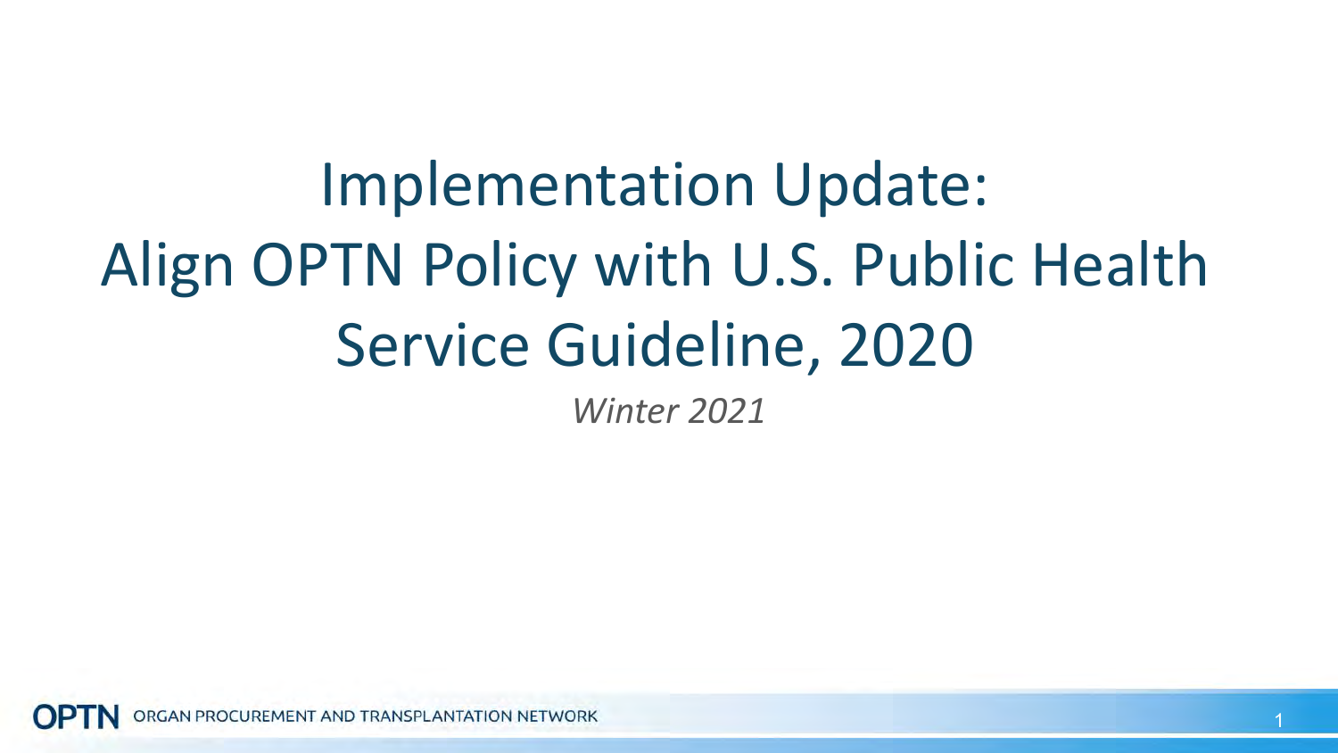# Implementation Update: Align OPTN Policy with U.S. Public Health Service Guideline, 2020

*Winter 2021*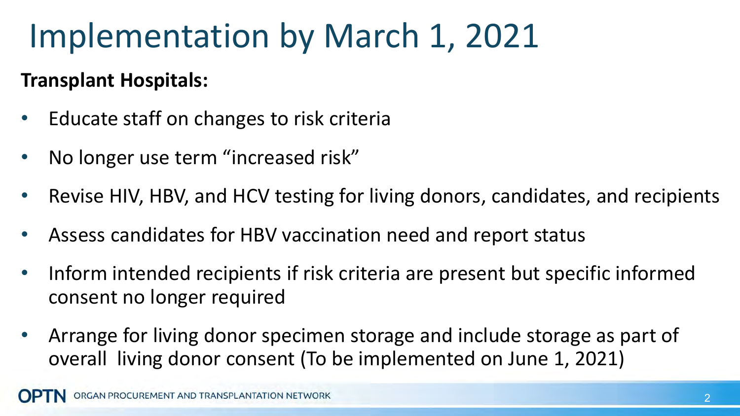# Implementation by March 1, 2021

**Transplant Hospitals:**

- Educate staff on changes to risk criteria
- No longer use term "increased risk"
- Revise HIV, HBV, and HCV testing for living donors, candidates, and recipients
- Assess candidates for HBV vaccination need and report status
- Inform intended recipients if risk criteria are present but specific informed consent no longer required
- Arrange for living donor specimen storage and include storage as part of overall living donor consent (To be implemented on June 1, 2021)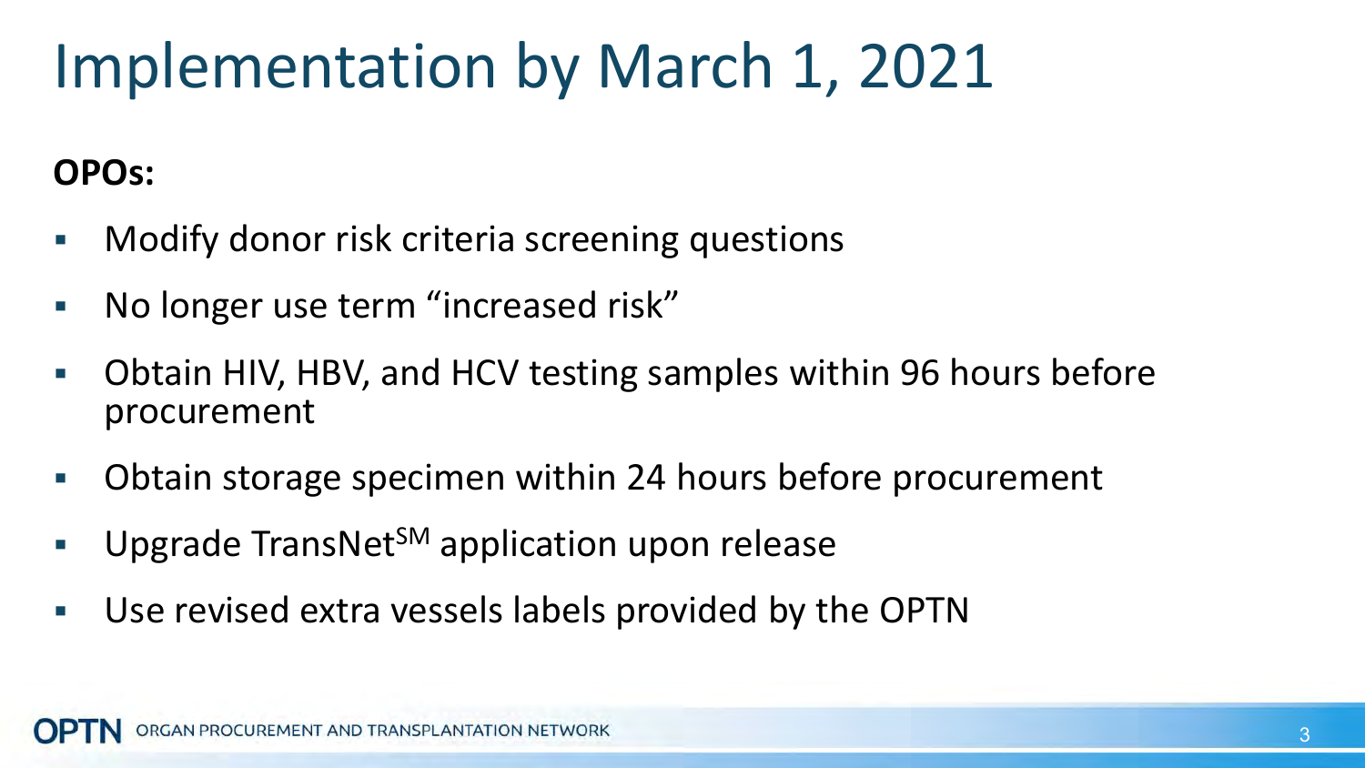# Implementation by March 1, 2021

**OPOs:**

- Modify donor risk criteria screening questions
- No longer use term “increased risk”
- Obtain HIV, HBV, and HCV testing samples within 96 hours before procurement
- Obtain storage specimen within 24 hours before procurement
- Upgrade TransNet$^{SM}$ application upon release
- Use revised extra vessels labels provided by the OPTN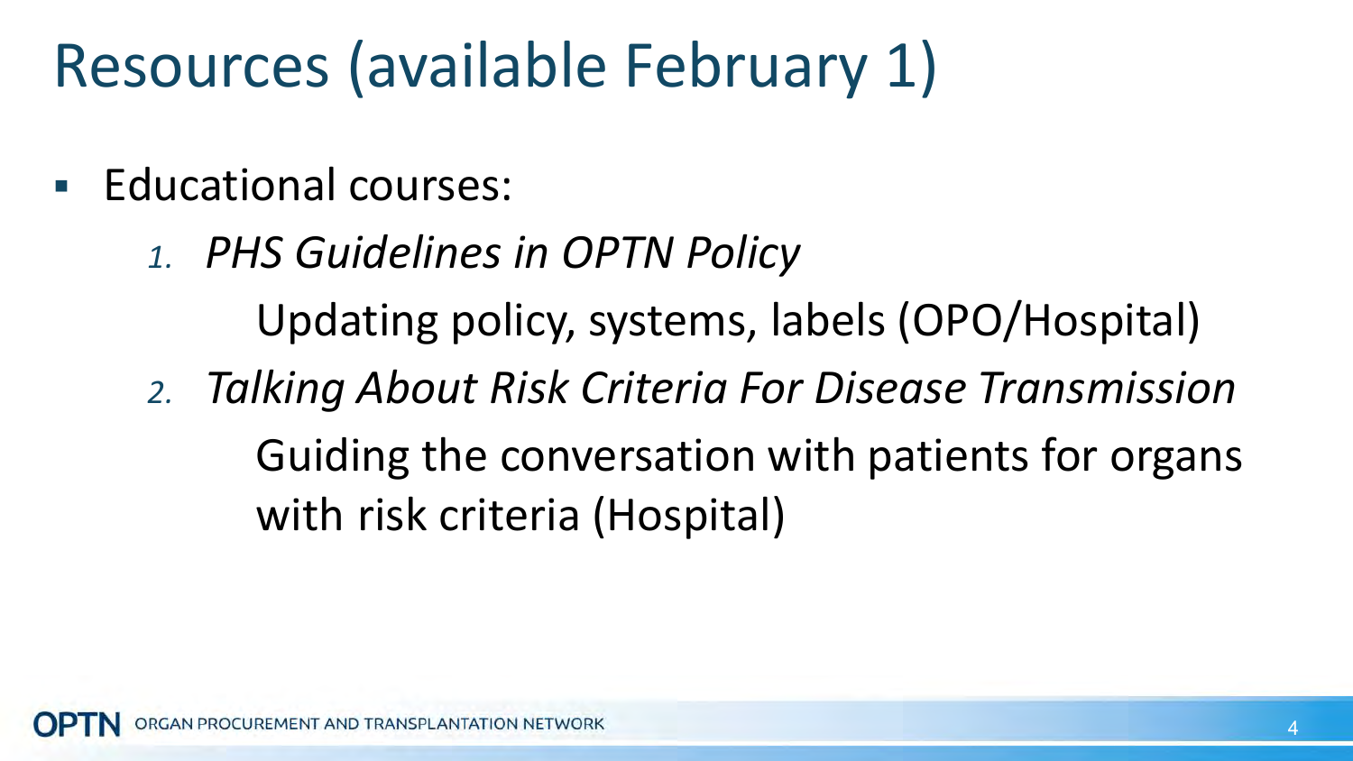# Resources (available February 1)

- Educational courses:
  1. *PHS Guidelines in OPTN Policy*

     Updating policy, systems, labels (OPO/Hospital)
  2. *Talking About Risk Criteria For Disease Transmission*

     Guiding the conversation with patients for organs with risk criteria (Hospital)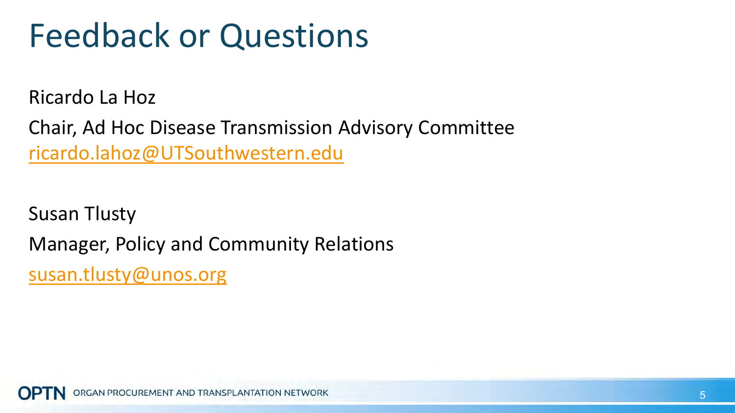# Feedback or Questions

Ricardo La Hoz

Chair, Ad Hoc Disease Transmission Advisory Committee

ricardo.lahoz@UTSouthwestern.edu

Susan Tlusty

Manager, Policy and Community Relations

susan.tlusty@unos.org